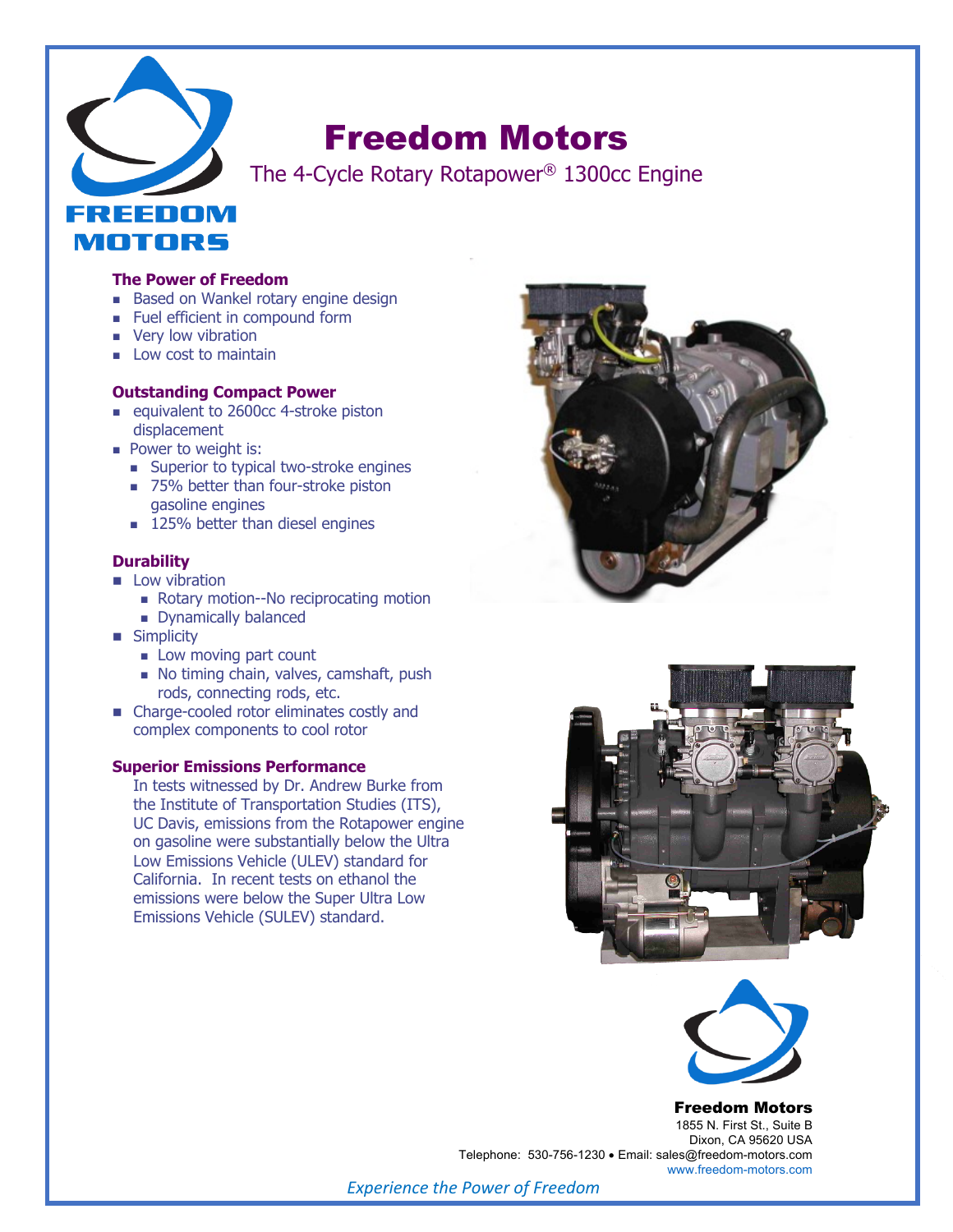# Freedom Motors

The 4-Cycle Rotary Rotapower® 1300cc Engine

### The Power of Freedom

- Based on Wankel rotary engine design
- Fuel efficient in compound form
- Very low vibration
- Low cost to maintain

### Outstanding Compact Power

- equivalent to 2600cc 4-stroke piston displacement
- Power to weight is:
  - Superior to typical two-stroke engines
  - 75% better than four-stroke piston gasoline engines
  - 125% better than diesel engines

### Durability

- Low vibration
  - Rotary motion--No reciprocating motion
  - Dynamically balanced
- Simplicity
  - Low moving part count
  - No timing chain, valves, camshaft, push rods, connecting rods, etc.
- Charge-cooled rotor eliminates costly and complex components to cool rotor

### Superior Emissions Performance

In tests witnessed by Dr. Andrew Burke from the Institute of Transportation Studies (ITS), UC Davis, emissions from the Rotapower engine on gasoline were substantially below the Ultra Low Emissions Vehicle (ULEV) standard for California. In recent tests on ethanol the emissions were below the Super Ultra Low Emissions Vehicle (SULEV) standard.

**Freedom Motors**
1855 N. First St., Suite B
Dixon, CA 95620 USA
Telephone: 530-756-1230 • Email: sales@freedom-motors.com
www.freedom-motors.com

*Experience the Power of Freedom*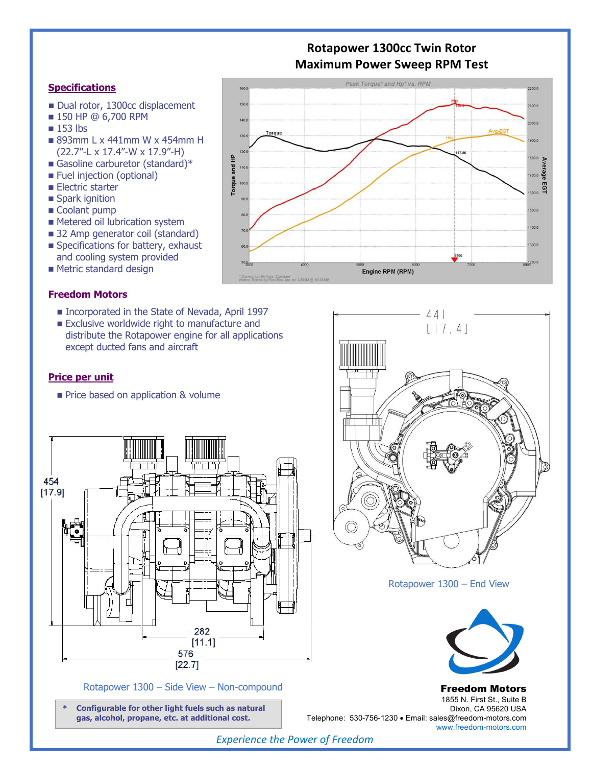## Rotapower 1300cc Twin Rotor Maximum Power Sweep RPM Test

Peak Torque* and Hp* vs. RPM

Torque and HP

Average EGT

Engine RPM (RPM)

Torque

Hp

Avg-EGT

117.86

6700

* Correction Method: Standard
Notes: Tested by RotoMax, Inc. on 3/26/04 @ 10:32AM

### Specifications

- Dual rotor, 1300cc displacement
- 150 HP @ 6,700 RPM
- 153 lbs
- 893mm L x 441mm W x 454mm H (22.7"-L x 17.4"-W x 17.9"-H)
- Gasoline carburetor (standard)*
- Fuel injection (optional)
- Electric starter
- Spark ignition
- Coolant pump
- Metered oil lubrication system
- 32 Amp generator coil (standard)
- Specifications for battery, exhaust and cooling system provided
- Metric standard design

### Freedom Motors

- Incorporated in the State of Nevada, April 1997
- Exclusive worldwide right to manufacture and distribute the Rotapower engine for all applications except ducted fans and aircraft

### Price per unit

- Price based on application & volume

454
[17.9]

282
[11.1]

576
[22.7]

Rotapower 1300 – Side View – Non-compound

441
[17.4]

Rotapower 1300 – End View

**\* Configurable for other light fuels such as natural gas, alcohol, propane, etc. at additional cost.**

**Freedom Motors**
1855 N. First St., Suite B
Dixon, CA 95620 USA
Telephone: 530-756-1230 • Email: sales@freedom-motors.com
www.freedom-motors.com

*Experience the Power of Freedom*